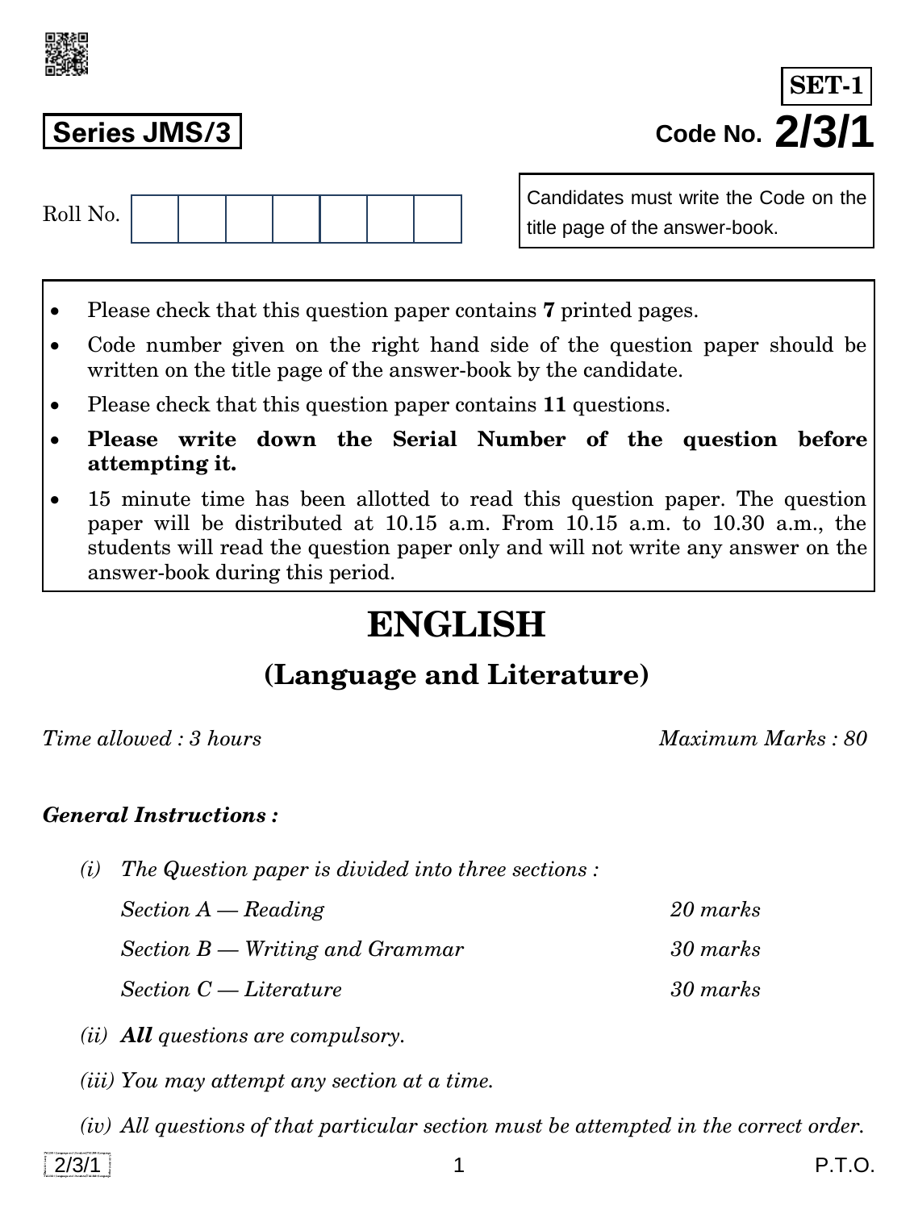**SET-1**

**Series JMS/3**

Code No. **2/3/1**

Roll No. | | | | | | | |

Candidates must write the Code on the title page of the answer-book.

- Please check that this question paper contains **7** printed pages.
- Code number given on the right hand side of the question paper should be written on the title page of the answer-book by the candidate.
- Please check that this question paper contains **11** questions.
- **Please write down the Serial Number of the question before attempting it.**
- 15 minute time has been allotted to read this question paper. The question paper will be distributed at 10.15 a.m. From 10.15 a.m. to 10.30 a.m., the students will read the question paper only and will not write any answer on the answer-book during this period.

# ENGLISH

## (Language and Literature)

*Time allowed : 3 hours* | *Maximum Marks : 80*

***General Instructions :***

*(i) The Question paper is divided into three sections :*

| | |
|---|---|
| *Section A — Reading* | *20 marks* |
| *Section B — Writing and Grammar* | *30 marks* |
| *Section C — Literature* | *30 marks* |

*(ii)* ***All*** *questions are compulsory.*

*(iii) You may attempt any section at a time.*

*(iv) All questions of that particular section must be attempted in the correct order.*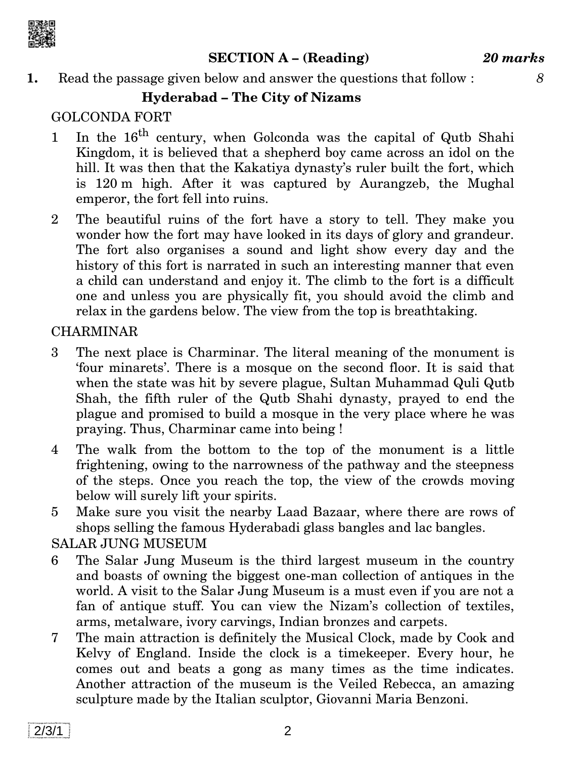## SECTION A – (Reading) *20 marks*

**1.** Read the passage given below and answer the questions that follow : *8*

### Hyderabad – The City of Nizams

GOLCONDA FORT

1 In the 16th century, when Golconda was the capital of Qutb Shahi Kingdom, it is believed that a shepherd boy came across an idol on the hill. It was then that the Kakatiya dynasty's ruler built the fort, which is 120 m high. After it was captured by Aurangzeb, the Mughal emperor, the fort fell into ruins.

2 The beautiful ruins of the fort have a story to tell. They make you wonder how the fort may have looked in its days of glory and grandeur. The fort also organises a sound and light show every day and the history of this fort is narrated in such an interesting manner that even a child can understand and enjoy it. The climb to the fort is a difficult one and unless you are physically fit, you should avoid the climb and relax in the gardens below. The view from the top is breathtaking.

CHARMINAR

3 The next place is Charminar. The literal meaning of the monument is 'four minarets'. There is a mosque on the second floor. It is said that when the state was hit by severe plague, Sultan Muhammad Quli Qutb Shah, the fifth ruler of the Qutb Shahi dynasty, prayed to end the plague and promised to build a mosque in the very place where he was praying. Thus, Charminar came into being !

4 The walk from the bottom to the top of the monument is a little frightening, owing to the narrowness of the pathway and the steepness of the steps. Once you reach the top, the view of the crowds moving below will surely lift your spirits.

5 Make sure you visit the nearby Laad Bazaar, where there are rows of shops selling the famous Hyderabadi glass bangles and lac bangles.

SALAR JUNG MUSEUM

6 The Salar Jung Museum is the third largest museum in the country and boasts of owning the biggest one-man collection of antiques in the world. A visit to the Salar Jung Museum is a must even if you are not a fan of antique stuff. You can view the Nizam's collection of textiles, arms, metalware, ivory carvings, Indian bronzes and carpets.

7 The main attraction is definitely the Musical Clock, made by Cook and Kelvy of England. Inside the clock is a timekeeper. Every hour, he comes out and beats a gong as many times as the time indicates. Another attraction of the museum is the Veiled Rebecca, an amazing sculpture made by the Italian sculptor, Giovanni Maria Benzoni.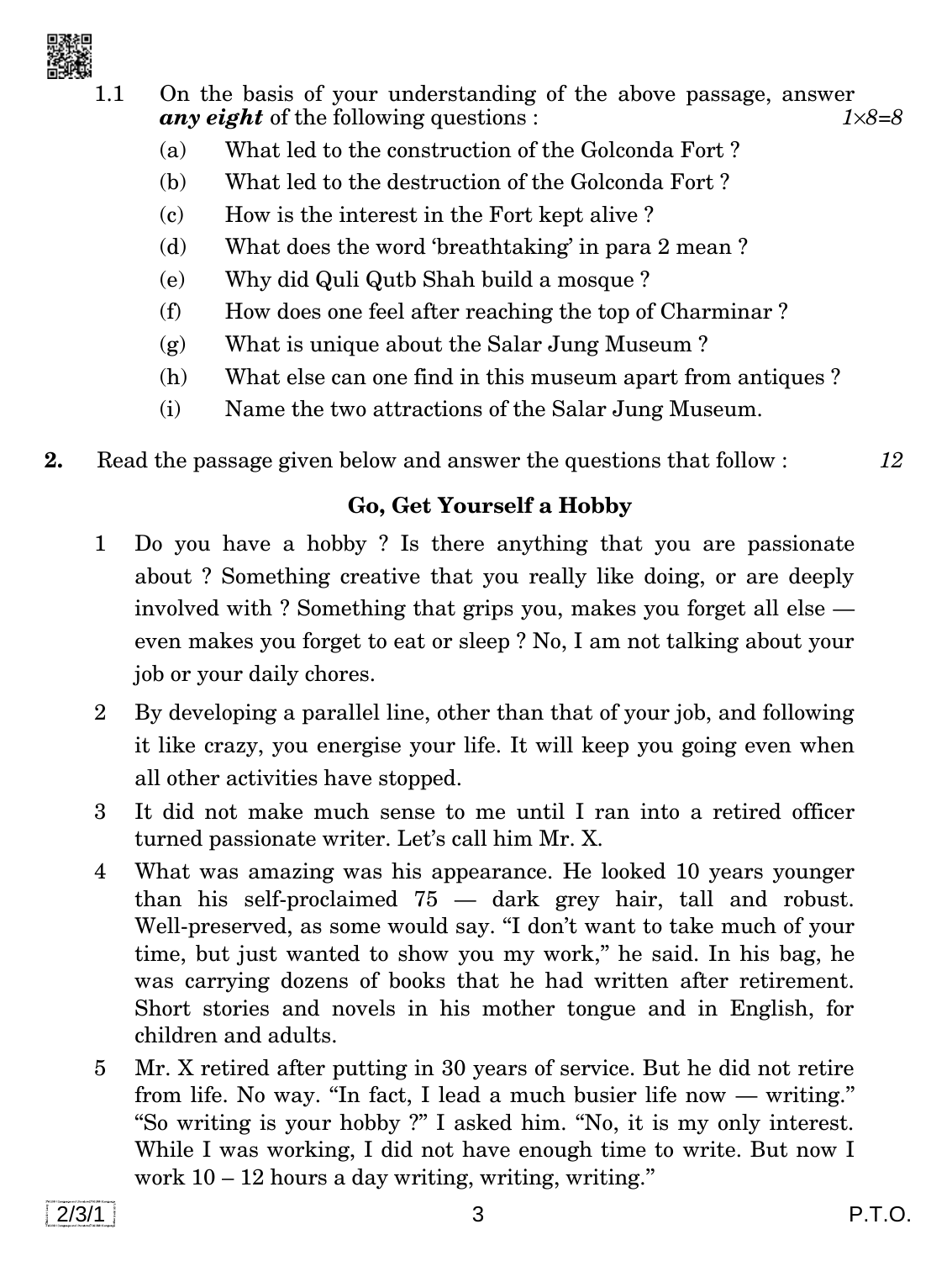1.1 On the basis of your understanding of the above passage, answer ***any eight*** of the following questions : *1×8=8*

(a) What led to the construction of the Golconda Fort ?

(b) What led to the destruction of the Golconda Fort ?

(c) How is the interest in the Fort kept alive ?

(d) What does the word 'breathtaking' in para 2 mean ?

(e) Why did Quli Qutb Shah build a mosque ?

(f) How does one feel after reaching the top of Charminar ?

(g) What is unique about the Salar Jung Museum ?

(h) What else can one find in this museum apart from antiques ?

(i) Name the two attractions of the Salar Jung Museum.

**2.** Read the passage given below and answer the questions that follow : *12*

## Go, Get Yourself a Hobby

1 Do you have a hobby ? Is there anything that you are passionate about ? Something creative that you really like doing, or are deeply involved with ? Something that grips you, makes you forget all else — even makes you forget to eat or sleep ? No, I am not talking about your job or your daily chores.

2 By developing a parallel line, other than that of your job, and following it like crazy, you energise your life. It will keep you going even when all other activities have stopped.

3 It did not make much sense to me until I ran into a retired officer turned passionate writer. Let's call him Mr. X.

4 What was amazing was his appearance. He looked 10 years younger than his self-proclaimed 75 — dark grey hair, tall and robust. Well-preserved, as some would say. "I don't want to take much of your time, but just wanted to show you my work," he said. In his bag, he was carrying dozens of books that he had written after retirement. Short stories and novels in his mother tongue and in English, for children and adults.

5 Mr. X retired after putting in 30 years of service. But he did not retire from life. No way. "In fact, I lead a much busier life now — writing." "So writing is your hobby ?" I asked him. "No, it is my only interest. While I was working, I did not have enough time to write. But now I work 10 – 12 hours a day writing, writing, writing."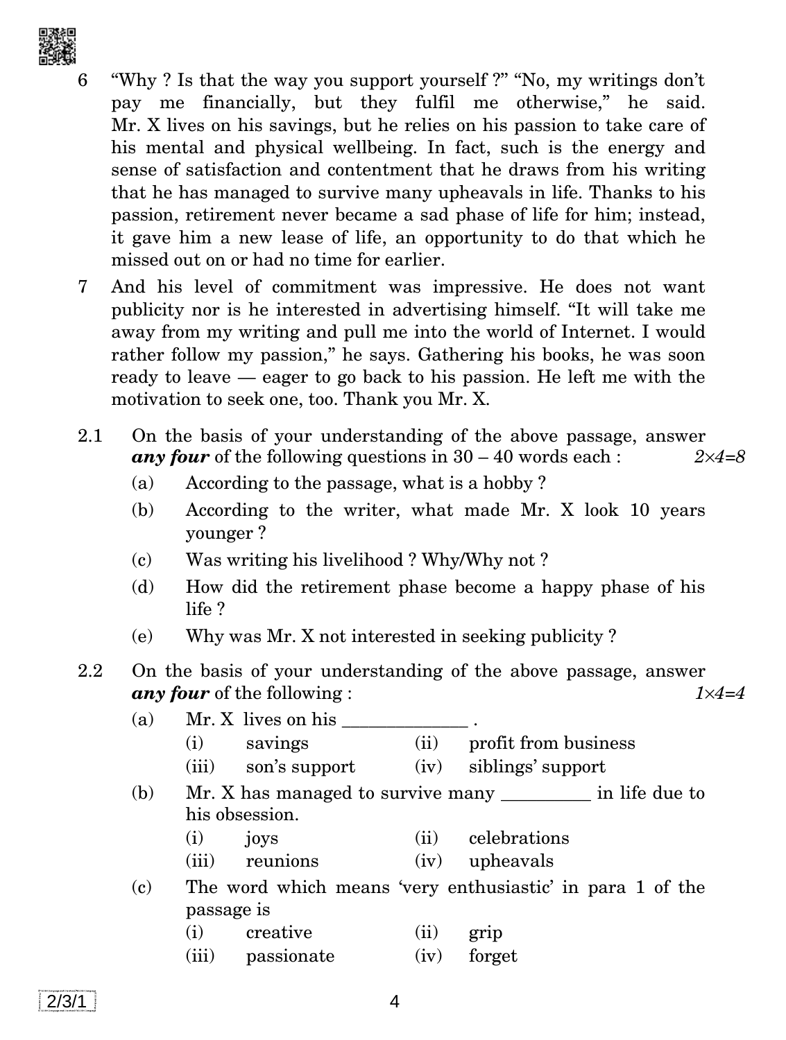6 "Why ? Is that the way you support yourself ?" "No, my writings don't pay me financially, but they fulfil me otherwise," he said. Mr. X lives on his savings, but he relies on his passion to take care of his mental and physical wellbeing. In fact, such is the energy and sense of satisfaction and contentment that he draws from his writing that he has managed to survive many upheavals in life. Thanks to his passion, retirement never became a sad phase of life for him; instead, it gave him a new lease of life, an opportunity to do that which he missed out on or had no time for earlier.

7 And his level of commitment was impressive. He does not want publicity nor is he interested in advertising himself. "It will take me away from my writing and pull me into the world of Internet. I would rather follow my passion," he says. Gathering his books, he was soon ready to leave — eager to go back to his passion. He left me with the motivation to seek one, too. Thank you Mr. X.

2.1 On the basis of your understanding of the above passage, answer ***any four*** of the following questions in 30 – 40 words each : *2×4=8*

(a) According to the passage, what is a hobby ?

(b) According to the writer, what made Mr. X look 10 years younger ?

(c) Was writing his livelihood ? Why/Why not ?

(d) How did the retirement phase become a happy phase of his life ?

(e) Why was Mr. X not interested in seeking publicity ?

2.2 On the basis of your understanding of the above passage, answer ***any four*** of the following : *1×4=4*

(a) Mr. X lives on his ______________ .

(i) savings (ii) profit from business

(iii) son's support (iv) siblings' support

(b) Mr. X has managed to survive many __________ in life due to his obsession.

(i) joys (ii) celebrations

(iii) reunions (iv) upheavals

(c) The word which means 'very enthusiastic' in para 1 of the passage is

(i) creative (ii) grip

(iii) passionate (iv) forget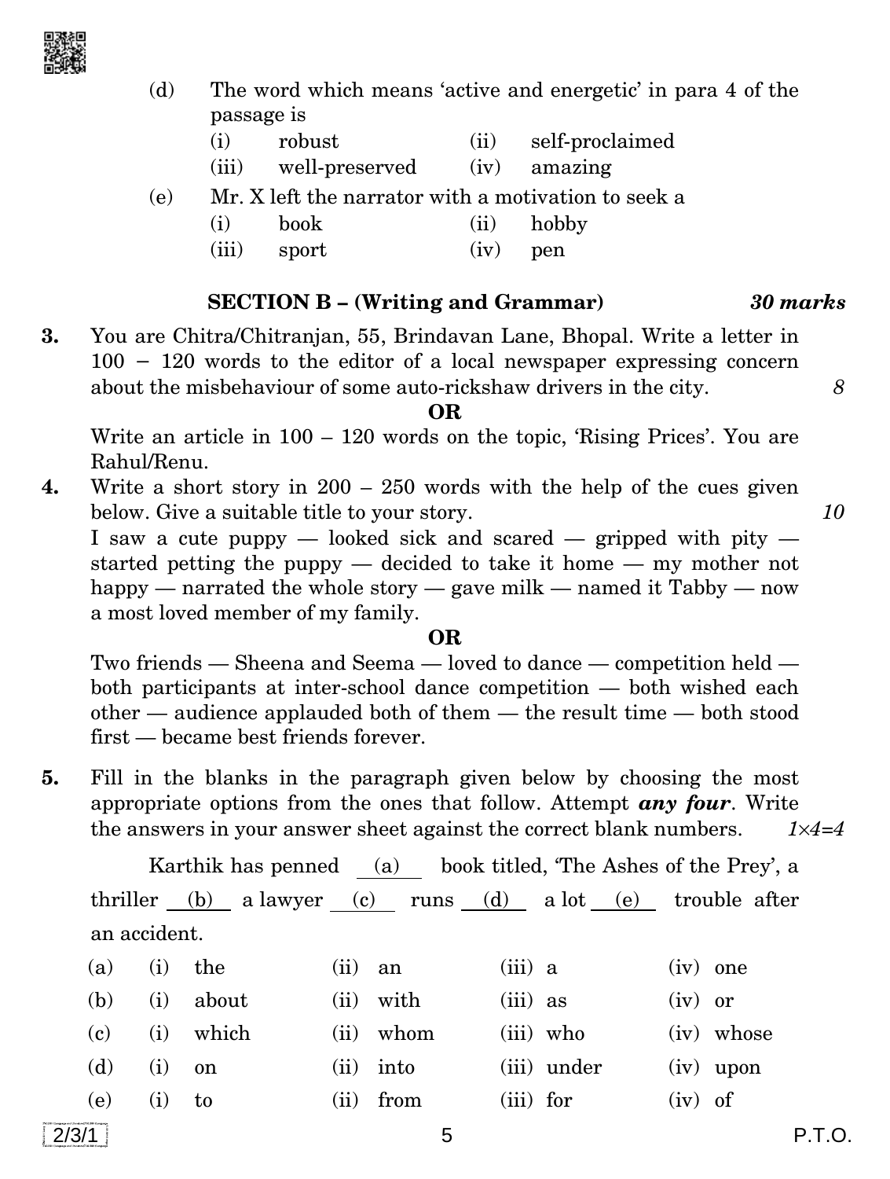(d) The word which means 'active and energetic' in para 4 of the passage is

(i) robust (ii) self-proclaimed

(iii) well-preserved (iv) amazing

(e) Mr. X left the narrator with a motivation to seek a

(i) book (ii) hobby

(iii) sport (iv) pen

### SECTION B – (Writing and Grammar) *30 marks*

**3.** You are Chitra/Chitranjan, 55, Brindavan Lane, Bhopal. Write a letter in 100 – 120 words to the editor of a local newspaper expressing concern about the misbehaviour of some auto-rickshaw drivers in the city. *8*

**OR**

Write an article in 100 – 120 words on the topic, 'Rising Prices'. You are Rahul/Renu.

**4.** Write a short story in 200 – 250 words with the help of the cues given below. Give a suitable title to your story. *10*

I saw a cute puppy — looked sick and scared — gripped with pity — started petting the puppy — decided to take it home — my mother not happy — narrated the whole story — gave milk — named it Tabby — now a most loved member of my family.

**OR**

Two friends — Sheena and Seema — loved to dance — competition held — both participants at inter-school dance competition — both wished each other — audience applauded both of them — the result time — both stood first — became best friends forever.

**5.** Fill in the blanks in the paragraph given below by choosing the most appropriate options from the ones that follow. Attempt ***any four***. Write the answers in your answer sheet against the correct blank numbers. *1×4=4*

Karthik has penned ___(a)___ book titled, 'The Ashes of the Prey', a thriller ___(b)___ a lawyer ___(c)___ runs ___(d)___ a lot ___(e)___ trouble after an accident.

| | | | | |
|---|---|---|---|---|
| (a) | (i) the | (ii) an | (iii) a | (iv) one |
| (b) | (i) about | (ii) with | (iii) as | (iv) or |
| (c) | (i) which | (ii) whom | (iii) who | (iv) whose |
| (d) | (i) on | (ii) into | (iii) under | (iv) upon |
| (e) | (i) to | (ii) from | (iii) for | (iv) of |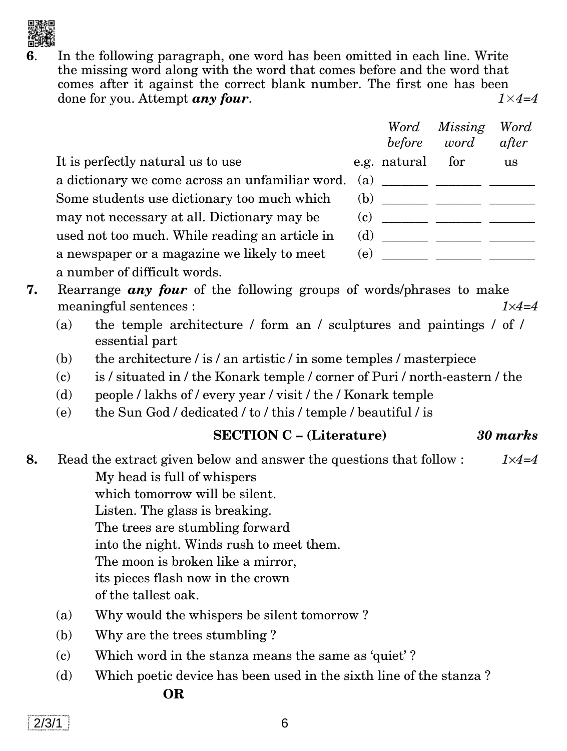**6.** In the following paragraph, one word has been omitted in each line. Write the missing word along with the word that comes before and the word that comes after it against the correct blank number. The first one has been done for you. Attempt ***any four***. *1×4=4*

| | | *Word before* | *Missing word* | *Word after* |
|---|---|---|---|---|
| It is perfectly natural us to use | e.g. | natural | for | us |
| a dictionary we come across an unfamiliar word. | (a) | _______ | _______ | _______ |
| Some students use dictionary too much which | (b) | _______ | _______ | _______ |
| may not necessary at all. Dictionary may be | (c) | _______ | _______ | _______ |
| used not too much. While reading an article in | (d) | _______ | _______ | _______ |
| a newspaper or a magazine we likely to meet | (e) | _______ | _______ | _______ |
| a number of difficult words. | | | | |

**7.** Rearrange ***any four*** of the following groups of words/phrases to make meaningful sentences : *1×4=4*

(a) the temple architecture / form an / sculptures and paintings / of / essential part

(b) the architecture / is / an artistic / in some temples / masterpiece

(c) is / situated in / the Konark temple / corner of Puri / north-eastern / the

(d) people / lakhs of / every year / visit / the / Konark temple

(e) the Sun God / dedicated / to / this / temple / beautiful / is

## SECTION C – (Literature) *30 marks*

**8.** Read the extract given below and answer the questions that follow : *1×4=4*

My head is full of whispers  
which tomorrow will be silent.  
Listen. The glass is breaking.  
The trees are stumbling forward  
into the night. Winds rush to meet them.  
The moon is broken like a mirror,  
its pieces flash now in the crown  
of the tallest oak.

(a) Why would the whispers be silent tomorrow ?

(b) Why are the trees stumbling ?

(c) Which word in the stanza means the same as 'quiet' ?

(d) Which poetic device has been used in the sixth line of the stanza ?

**OR**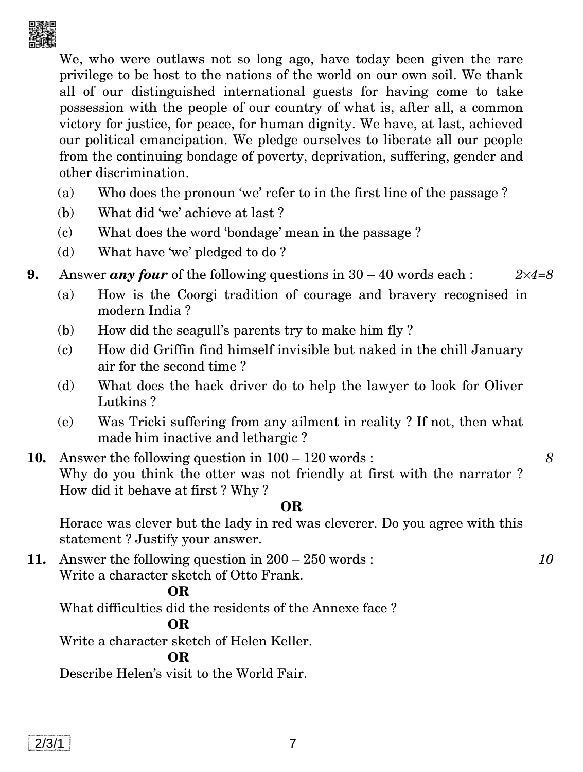We, who were outlaws not so long ago, have today been given the rare privilege to be host to the nations of the world on our own soil. We thank all of our distinguished international guests for having come to take possession with the people of our country of what is, after all, a common victory for justice, for peace, for human dignity. We have, at last, achieved our political emancipation. We pledge ourselves to liberate all our people from the continuing bondage of poverty, deprivation, suffering, gender and other discrimination.

(a) Who does the pronoun 'we' refer to in the first line of the passage ?

(b) What did 'we' achieve at last ?

(c) What does the word 'bondage' mean in the passage ?

(d) What have 'we' pledged to do ?

**9.** Answer ***any four*** of the following questions in 30 – 40 words each : *2×4=8*

(a) How is the Coorgi tradition of courage and bravery recognised in modern India ?

(b) How did the seagull's parents try to make him fly ?

(c) How did Griffin find himself invisible but naked in the chill January air for the second time ?

(d) What does the hack driver do to help the lawyer to look for Oliver Lutkins ?

(e) Was Tricki suffering from any ailment in reality ? If not, then what made him inactive and lethargic ?

**10.** Answer the following question in 100 – 120 words : *8*

Why do you think the otter was not friendly at first with the narrator ? How did it behave at first ? Why ?

**OR**

Horace was clever but the lady in red was cleverer. Do you agree with this statement ? Justify your answer.

**11.** Answer the following question in 200 – 250 words : *10*

Write a character sketch of Otto Frank.

**OR**

What difficulties did the residents of the Annexe face ?

**OR**

Write a character sketch of Helen Keller.

**OR**

Describe Helen's visit to the World Fair.